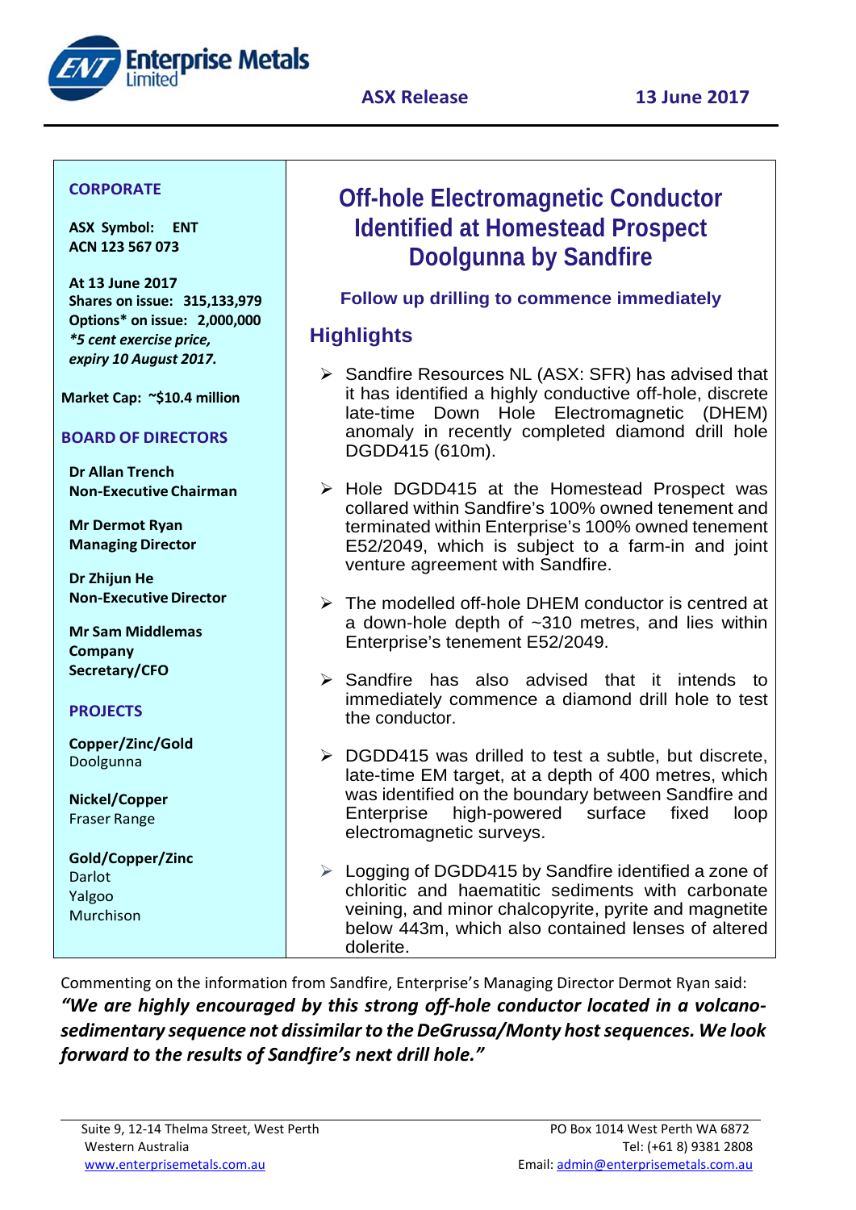Enterprise Metals Limited

ASX Release 13 June 2017

**CORPORATE**

**ASX Symbol: ENT**
**ACN 123 567 073**

**At 13 June 2017**
**Shares on issue: 315,133,979**
**Options* on issue: 2,000,000**
***5 cent exercise price, expiry 10 August 2017.***

**Market Cap: ~$10.4 million**

**BOARD OF DIRECTORS**

**Dr Allan Trench**
**Non-Executive Chairman**

**Mr Dermot Ryan**
**Managing Director**

**Dr Zhijun He**
**Non-Executive Director**

**Mr Sam Middlemas**
**Company Secretary/CFO**

**PROJECTS**

**Copper/Zinc/Gold**
Doolgunna

**Nickel/Copper**
Fraser Range

**Gold/Copper/Zinc**
Darlot
Yalgoo
Murchison

# Off-hole Electromagnetic Conductor Identified at Homestead Prospect Doolgunna by Sandfire

**Follow up drilling to commence immediately**

## Highlights

- Sandfire Resources NL (ASX: SFR) has advised that it has identified a highly conductive off-hole, discrete late-time Down Hole Electromagnetic (DHEM) anomaly in recently completed diamond drill hole DGDD415 (610m).
- Hole DGDD415 at the Homestead Prospect was collared within Sandfire's 100% owned tenement and terminated within Enterprise's 100% owned tenement E52/2049, which is subject to a farm-in and joint venture agreement with Sandfire.
- The modelled off-hole DHEM conductor is centred at a down-hole depth of ~310 metres, and lies within Enterprise's tenement E52/2049.
- Sandfire has also advised that it intends to immediately commence a diamond drill hole to test the conductor.
- DGDD415 was drilled to test a subtle, but discrete, late-time EM target, at a depth of 400 metres, which was identified on the boundary between Sandfire and Enterprise high-powered surface fixed loop electromagnetic surveys.
- Logging of DGDD415 by Sandfire identified a zone of chloritic and haematitic sediments with carbonate veining, and minor chalcopyrite, pyrite and magnetite below 443m, which also contained lenses of altered dolerite.

Commenting on the information from Sandfire, Enterprise's Managing Director Dermot Ryan said:
***"We are highly encouraged by this strong off-hole conductor located in a volcano-sedimentary sequence not dissimilar to the DeGrussa/Monty host sequences. We look forward to the results of Sandfire's next drill hole."***

Suite 9, 12-14 Thelma Street, West Perth
Western Australia
www.enterprisemetals.com.au

PO Box 1014 West Perth WA 6872
Tel: (+61 8) 9381 2808
Email: admin@enterprisemetals.com.au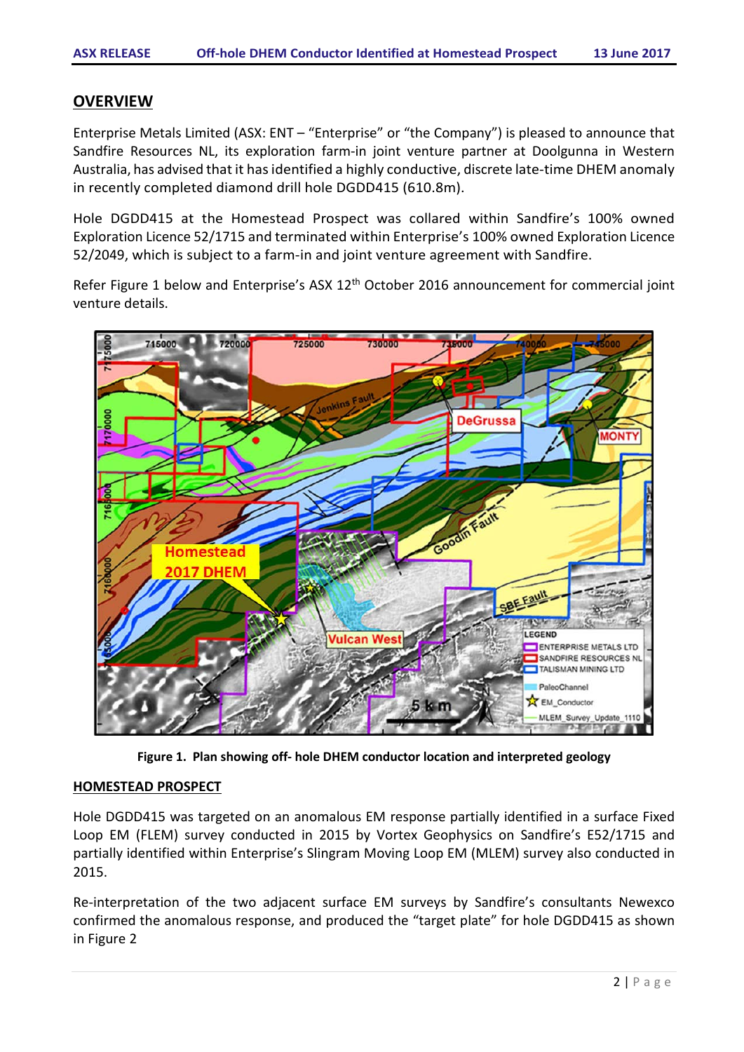## OVERVIEW

Enterprise Metals Limited (ASX: ENT – "Enterprise" or "the Company") is pleased to announce that Sandfire Resources NL, its exploration farm-in joint venture partner at Doolgunna in Western Australia, has advised that it has identified a highly conductive, discrete late-time DHEM anomaly in recently completed diamond drill hole DGDD415 (610.8m).

Hole DGDD415 at the Homestead Prospect was collared within Sandfire's 100% owned Exploration Licence 52/1715 and terminated within Enterprise's 100% owned Exploration Licence 52/2049, which is subject to a farm-in and joint venture agreement with Sandfire.

Refer Figure 1 below and Enterprise's ASX 12th October 2016 announcement for commercial joint venture details.

**Figure 1. Plan showing off- hole DHEM conductor location and interpreted geology**

### HOMESTEAD PROSPECT

Hole DGDD415 was targeted on an anomalous EM response partially identified in a surface Fixed Loop EM (FLEM) survey conducted in 2015 by Vortex Geophysics on Sandfire's E52/1715 and partially identified within Enterprise's Slingram Moving Loop EM (MLEM) survey also conducted in 2015.

Re-interpretation of the two adjacent surface EM surveys by Sandfire's consultants Newexco confirmed the anomalous response, and produced the "target plate" for hole DGDD415 as shown in Figure 2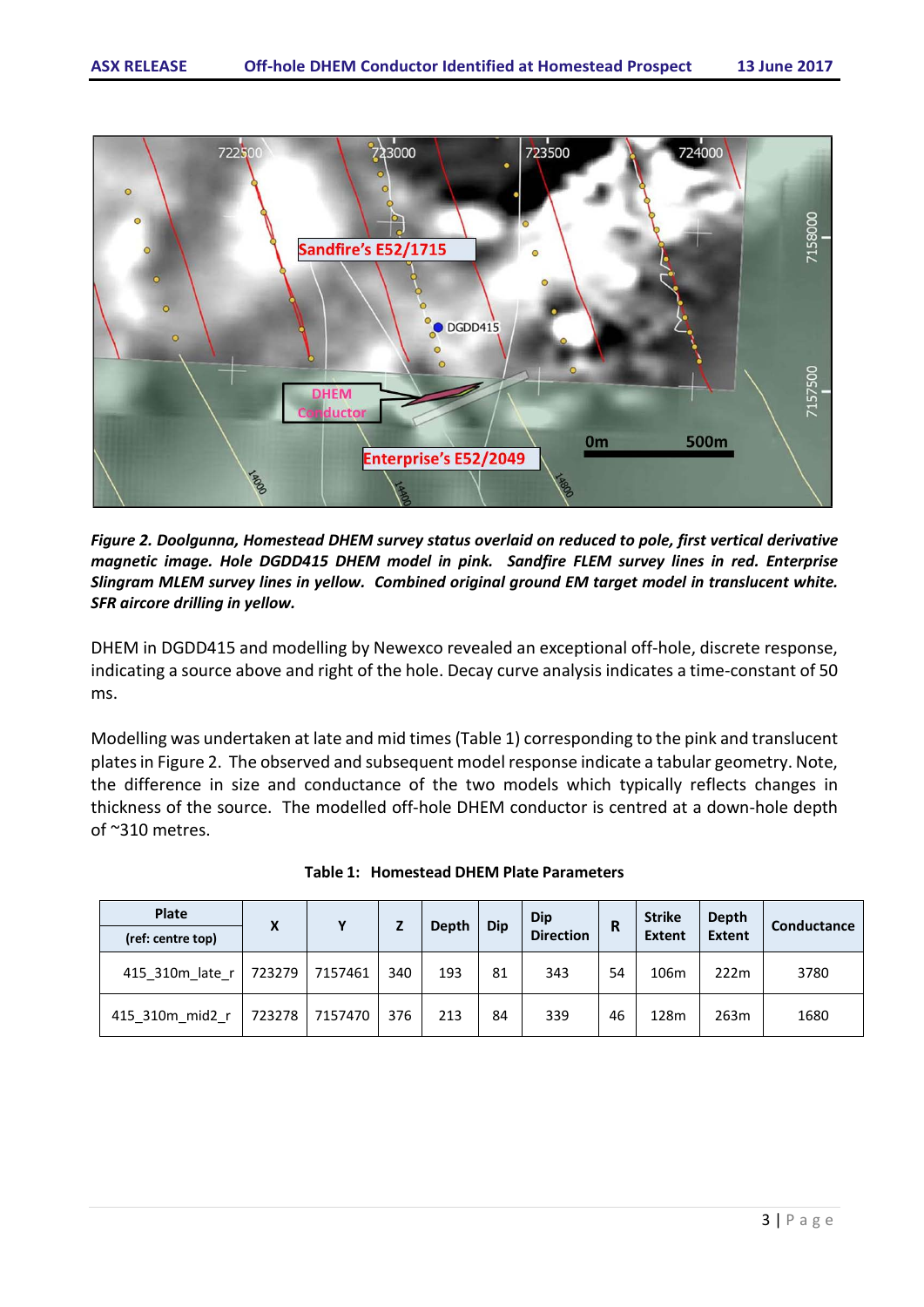*Figure 2. Doolgunna, Homestead DHEM survey status overlaid on reduced to pole, first vertical derivative magnetic image. Hole DGDD415 DHEM model in pink. Sandfire FLEM survey lines in red. Enterprise Slingram MLEM survey lines in yellow. Combined original ground EM target model in translucent white. SFR aircore drilling in yellow.*

DHEM in DGDD415 and modelling by Newexco revealed an exceptional off-hole, discrete response, indicating a source above and right of the hole. Decay curve analysis indicates a time-constant of 50 ms.

Modelling was undertaken at late and mid times (Table 1) corresponding to the pink and translucent plates in Figure 2. The observed and subsequent model response indicate a tabular geometry. Note, the difference in size and conductance of the two models which typically reflects changes in thickness of the source. The modelled off-hole DHEM conductor is centred at a down-hole depth of ~310 metres.

**Table 1: Homestead DHEM Plate Parameters**

| Plate (ref: centre top) | X | Y | Z | Depth | Dip | Dip Direction | R | Strike Extent | Depth Extent | Conductance |
|---|---|---|---|---|---|---|---|---|---|---|
| 415_310m_late_r | 723279 | 7157461 | 340 | 193 | 81 | 343 | 54 | 106m | 222m | 3780 |
| 415_310m_mid2_r | 723278 | 7157470 | 376 | 213 | 84 | 339 | 46 | 128m | 263m | 1680 |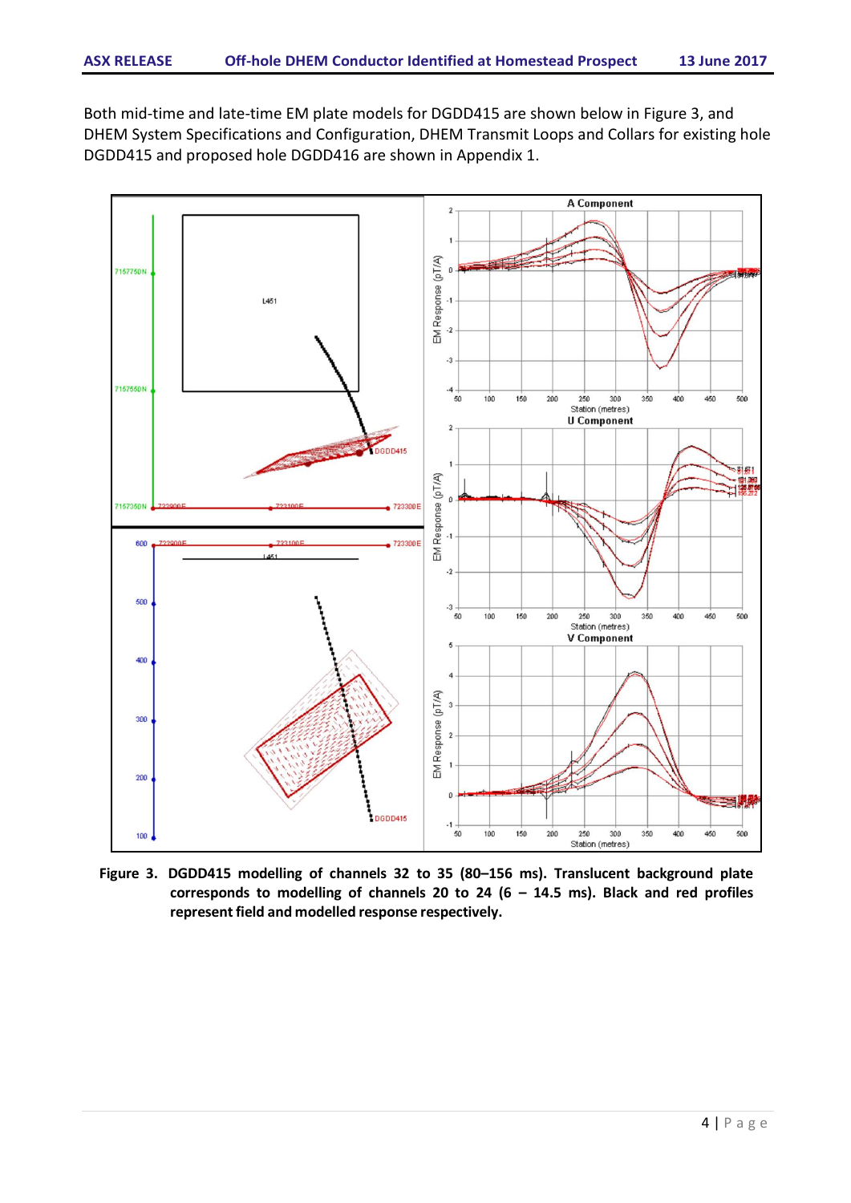Both mid-time and late-time EM plate models for DGDD415 are shown below in Figure 3, and DHEM System Specifications and Configuration, DHEM Transmit Loops and Collars for existing hole DGDD415 and proposed hole DGDD416 are shown in Appendix 1.

**Figure 3. DGDD415 modelling of channels 32 to 35 (80–156 ms). Translucent background plate corresponds to modelling of channels 20 to 24 (6 – 14.5 ms). Black and red profiles represent field and modelled response respectively.**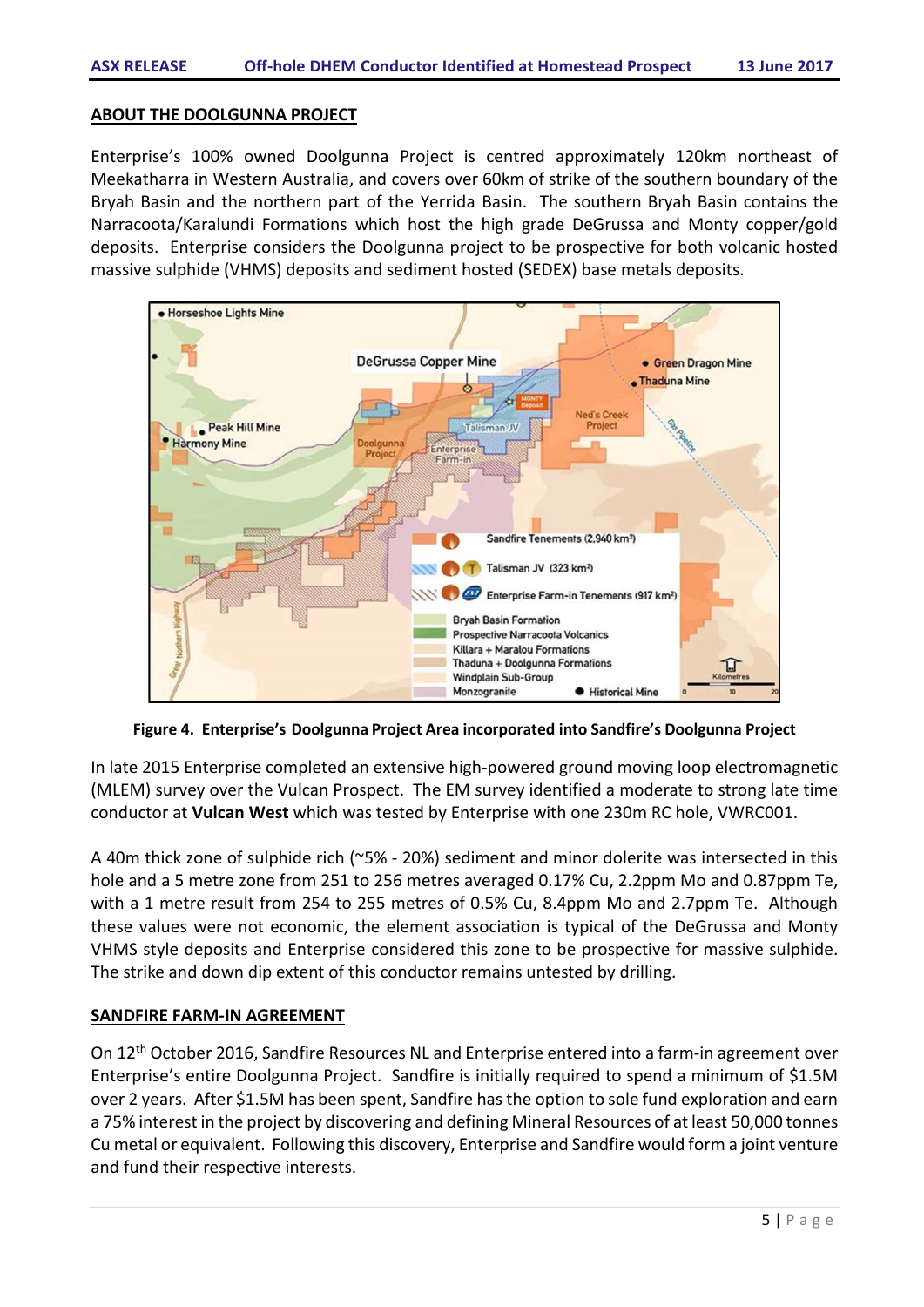## ABOUT THE DOOLGUNNA PROJECT

Enterprise's 100% owned Doolgunna Project is centred approximately 120km northeast of Meekatharra in Western Australia, and covers over 60km of strike of the southern boundary of the Bryah Basin and the northern part of the Yerrida Basin. The southern Bryah Basin contains the Narracoota/Karalundi Formations which host the high grade DeGrussa and Monty copper/gold deposits. Enterprise considers the Doolgunna project to be prospective for both volcanic hosted massive sulphide (VHMS) deposits and sediment hosted (SEDEX) base metals deposits.

**Figure 4. Enterprise's Doolgunna Project Area incorporated into Sandfire's Doolgunna Project**

In late 2015 Enterprise completed an extensive high-powered ground moving loop electromagnetic (MLEM) survey over the Vulcan Prospect. The EM survey identified a moderate to strong late time conductor at **Vulcan West** which was tested by Enterprise with one 230m RC hole, VWRC001.

A 40m thick zone of sulphide rich (~5% - 20%) sediment and minor dolerite was intersected in this hole and a 5 metre zone from 251 to 256 metres averaged 0.17% Cu, 2.2ppm Mo and 0.87ppm Te, with a 1 metre result from 254 to 255 metres of 0.5% Cu, 8.4ppm Mo and 2.7ppm Te. Although these values were not economic, the element association is typical of the DeGrussa and Monty VHMS style deposits and Enterprise considered this zone to be prospective for massive sulphide. The strike and down dip extent of this conductor remains untested by drilling.

## SANDFIRE FARM-IN AGREEMENT

On 12th October 2016, Sandfire Resources NL and Enterprise entered into a farm-in agreement over Enterprise's entire Doolgunna Project. Sandfire is initially required to spend a minimum of $1.5M over 2 years. After $1.5M has been spent, Sandfire has the option to sole fund exploration and earn a 75% interest in the project by discovering and defining Mineral Resources of at least 50,000 tonnes Cu metal or equivalent. Following this discovery, Enterprise and Sandfire would form a joint venture and fund their respective interests.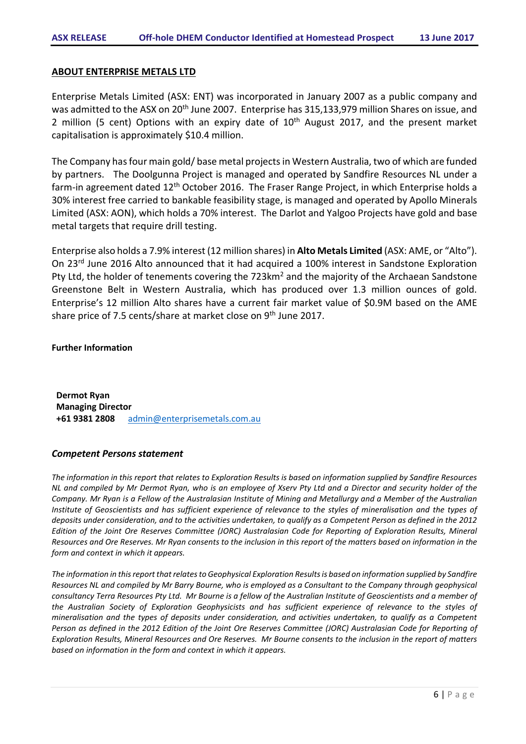## ABOUT ENTERPRISE METALS LTD

Enterprise Metals Limited (ASX: ENT) was incorporated in January 2007 as a public company and was admitted to the ASX on 20th June 2007. Enterprise has 315,133,979 million Shares on issue, and 2 million (5 cent) Options with an expiry date of 10th August 2017, and the present market capitalisation is approximately $10.4 million.

The Company has four main gold/ base metal projects in Western Australia, two of which are funded by partners. The Doolgunna Project is managed and operated by Sandfire Resources NL under a farm-in agreement dated 12th October 2016. The Fraser Range Project, in which Enterprise holds a 30% interest free carried to bankable feasibility stage, is managed and operated by Apollo Minerals Limited (ASX: AON), which holds a 70% interest. The Darlot and Yalgoo Projects have gold and base metal targets that require drill testing.

Enterprise also holds a 7.9% interest (12 million shares) in **Alto Metals Limited** (ASX: AME, or "Alto"). On 23rd June 2016 Alto announced that it had acquired a 100% interest in Sandstone Exploration Pty Ltd, the holder of tenements covering the 723km$^2$ and the majority of the Archaean Sandstone Greenstone Belt in Western Australia, which has produced over 1.3 million ounces of gold. Enterprise's 12 million Alto shares have a current fair market value of $0.9M based on the AME share price of 7.5 cents/share at market close on 9th June 2017.

**Further Information**

**Dermot Ryan**
**Managing Director**
**+61 9381 2808** admin@enterprisemetals.com.au

### *Competent Persons statement*

*The information in this report that relates to Exploration Results is based on information supplied by Sandfire Resources NL and compiled by Mr Dermot Ryan, who is an employee of Xserv Pty Ltd and a Director and security holder of the Company. Mr Ryan is a Fellow of the Australasian Institute of Mining and Metallurgy and a Member of the Australian Institute of Geoscientists and has sufficient experience of relevance to the styles of mineralisation and the types of deposits under consideration, and to the activities undertaken, to qualify as a Competent Person as defined in the 2012 Edition of the Joint Ore Reserves Committee (JORC) Australasian Code for Reporting of Exploration Results, Mineral Resources and Ore Reserves. Mr Ryan consents to the inclusion in this report of the matters based on information in the form and context in which it appears.*

*The information in this report that relates to Geophysical Exploration Results is based on information supplied by Sandfire Resources NL and compiled by Mr Barry Bourne, who is employed as a Consultant to the Company through geophysical consultancy Terra Resources Pty Ltd. Mr Bourne is a fellow of the Australian Institute of Geoscientists and a member of the Australian Society of Exploration Geophysicists and has sufficient experience of relevance to the styles of mineralisation and the types of deposits under consideration, and activities undertaken, to qualify as a Competent Person as defined in the 2012 Edition of the Joint Ore Reserves Committee (JORC) Australasian Code for Reporting of Exploration Results, Mineral Resources and Ore Reserves. Mr Bourne consents to the inclusion in the report of matters based on information in the form and context in which it appears.*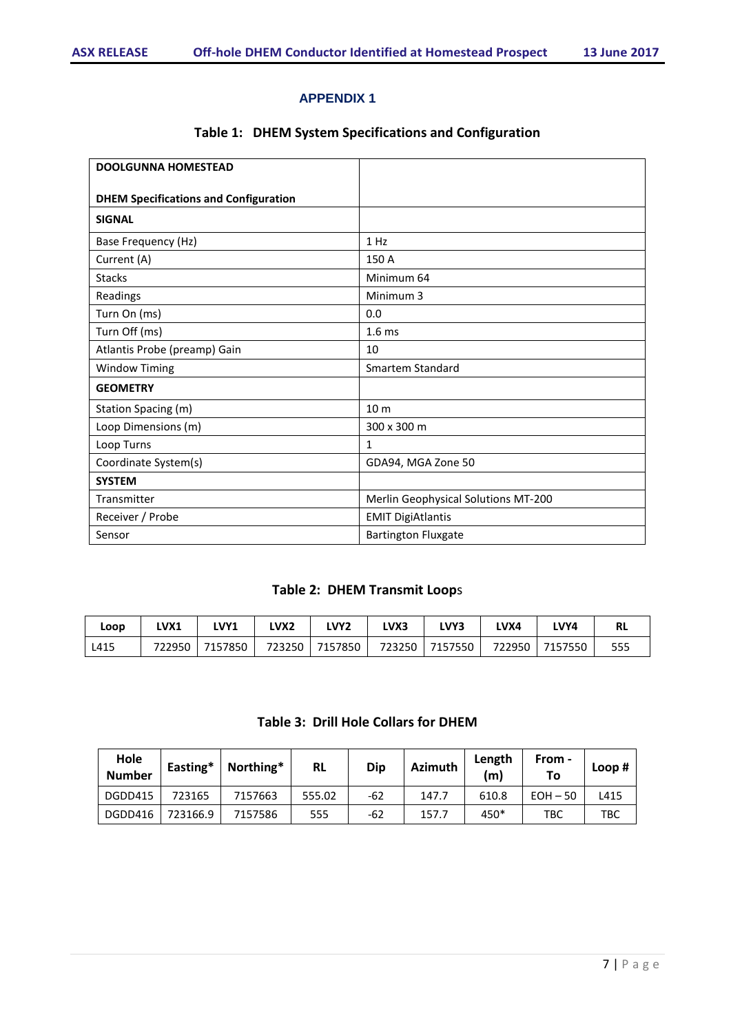# APPENDIX 1

## Table 1: DHEM System Specifications and Configuration

| **DOOLGUNNA HOMESTEAD**<br><br>**DHEM Specifications and Configuration** | |
|---|---|
| **SIGNAL** | |
| Base Frequency (Hz) | 1 Hz |
| Current (A) | 150 A |
| Stacks | Minimum 64 |
| Readings | Minimum 3 |
| Turn On (ms) | 0.0 |
| Turn Off (ms) | 1.6 ms |
| Atlantis Probe (preamp) Gain | 10 |
| Window Timing | Smartem Standard |
| **GEOMETRY** | |
| Station Spacing (m) | 10 m |
| Loop Dimensions (m) | 300 x 300 m |
| Loop Turns | 1 |
| Coordinate System(s) | GDA94, MGA Zone 50 |
| **SYSTEM** | |
| Transmitter | Merlin Geophysical Solutions MT-200 |
| Receiver / Probe | EMIT DigiAtlantis |
| Sensor | Bartington Fluxgate |

## Table 2: DHEM Transmit Loops

| Loop | LVX1 | LVY1 | LVX2 | LVY2 | LVX3 | LVY3 | LVX4 | LVY4 | RL |
|---|---|---|---|---|---|---|---|---|---|
| L415 | 722950 | 7157850 | 723250 | 7157850 | 723250 | 7157550 | 722950 | 7157550 | 555 |

## Table 3: Drill Hole Collars for DHEM

| Hole Number | Easting* | Northing* | RL | Dip | Azimuth | Length (m) | From - To | Loop # |
|---|---|---|---|---|---|---|---|---|
| DGDD415 | 723165 | 7157663 | 555.02 | -62 | 147.7 | 610.8 | EOH – 50 | L415 |
| DGDD416 | 723166.9 | 7157586 | 555 | -62 | 157.7 | 450* | TBC | TBC |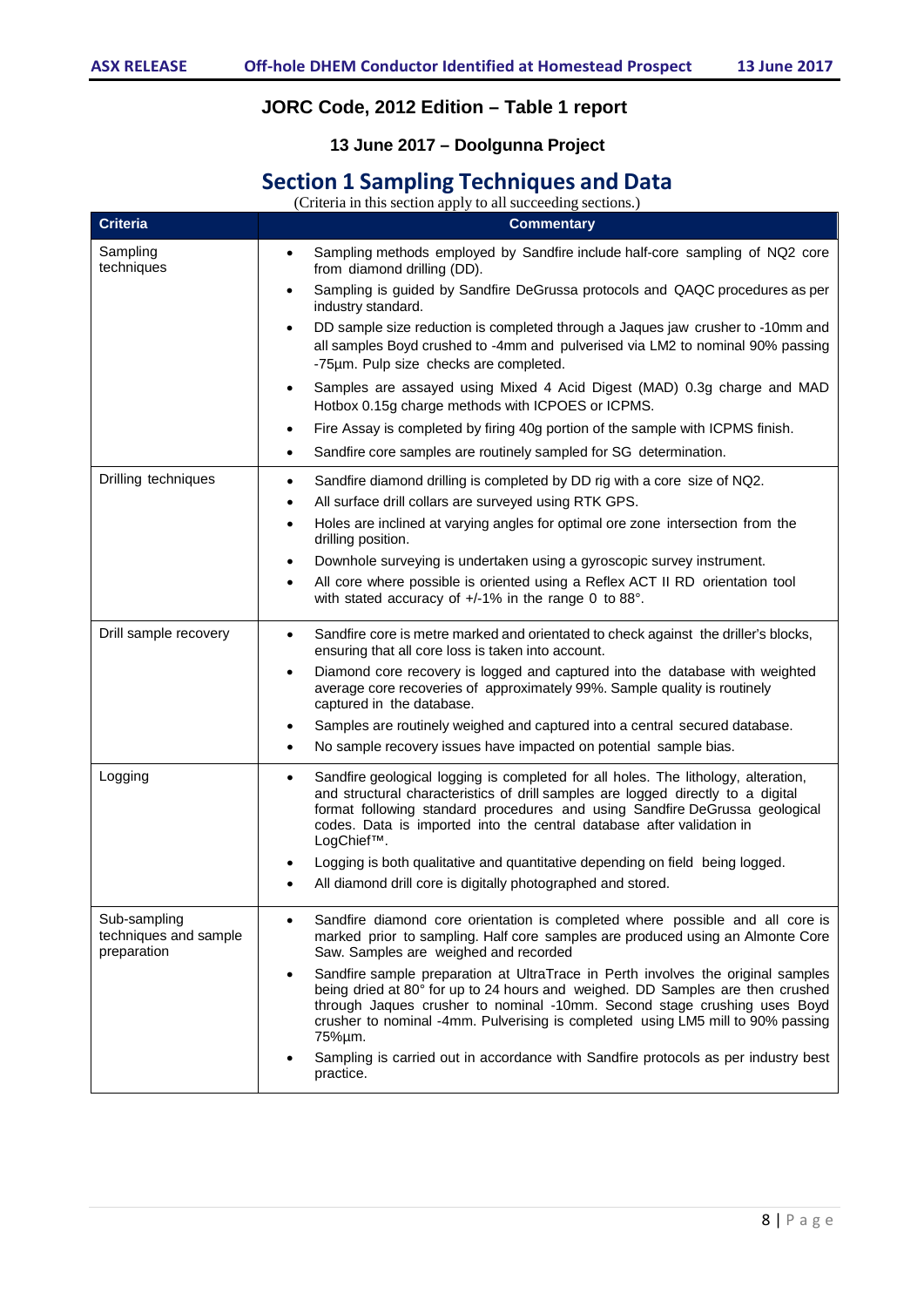## JORC Code, 2012 Edition – Table 1 report

### 13 June 2017 – Doolgunna Project

# Section 1 Sampling Techniques and Data

(Criteria in this section apply to all succeeding sections.)

| Criteria | Commentary |
|---|---|
| Sampling techniques | • Sampling methods employed by Sandfire include half-core sampling of NQ2 core from diamond drilling (DD).<br>• Sampling is guided by Sandfire DeGrussa protocols and QAQC procedures as per industry standard.<br>• DD sample size reduction is completed through a Jaques jaw crusher to -10mm and all samples Boyd crushed to -4mm and pulverised via LM2 to nominal 90% passing -75µm. Pulp size checks are completed.<br>• Samples are assayed using Mixed 4 Acid Digest (MAD) 0.3g charge and MAD Hotbox 0.15g charge methods with ICPOES or ICPMS.<br>• Fire Assay is completed by firing 40g portion of the sample with ICPMS finish.<br>• Sandfire core samples are routinely sampled for SG determination. |
| Drilling techniques | • Sandfire diamond drilling is completed by DD rig with a core size of NQ2.<br>• All surface drill collars are surveyed using RTK GPS.<br>• Holes are inclined at varying angles for optimal ore zone intersection from the drilling position.<br>• Downhole surveying is undertaken using a gyroscopic survey instrument.<br>• All core where possible is oriented using a Reflex ACT II RD orientation tool with stated accuracy of +/-1% in the range 0 to 88°. |
| Drill sample recovery | • Sandfire core is metre marked and orientated to check against the driller's blocks, ensuring that all core loss is taken into account.<br>• Diamond core recovery is logged and captured into the database with weighted average core recoveries of approximately 99%. Sample quality is routinely captured in the database.<br>• Samples are routinely weighed and captured into a central secured database.<br>• No sample recovery issues have impacted on potential sample bias. |
| Logging | • Sandfire geological logging is completed for all holes. The lithology, alteration, and structural characteristics of drill samples are logged directly to a digital format following standard procedures and using Sandfire DeGrussa geological codes. Data is imported into the central database after validation in LogChief™.<br>• Logging is both qualitative and quantitative depending on field being logged.<br>• All diamond drill core is digitally photographed and stored. |
| Sub-sampling techniques and sample preparation | • Sandfire diamond core orientation is completed where possible and all core is marked prior to sampling. Half core samples are produced using an Almonte Core Saw. Samples are weighed and recorded<br>• Sandfire sample preparation at UltraTrace in Perth involves the original samples being dried at 80° for up to 24 hours and weighed. DD Samples are then crushed through Jaques crusher to nominal -10mm. Second stage crushing uses Boyd crusher to nominal -4mm. Pulverising is completed using LM5 mill to 90% passing 75%µm.<br>• Sampling is carried out in accordance with Sandfire protocols as per industry best practice. |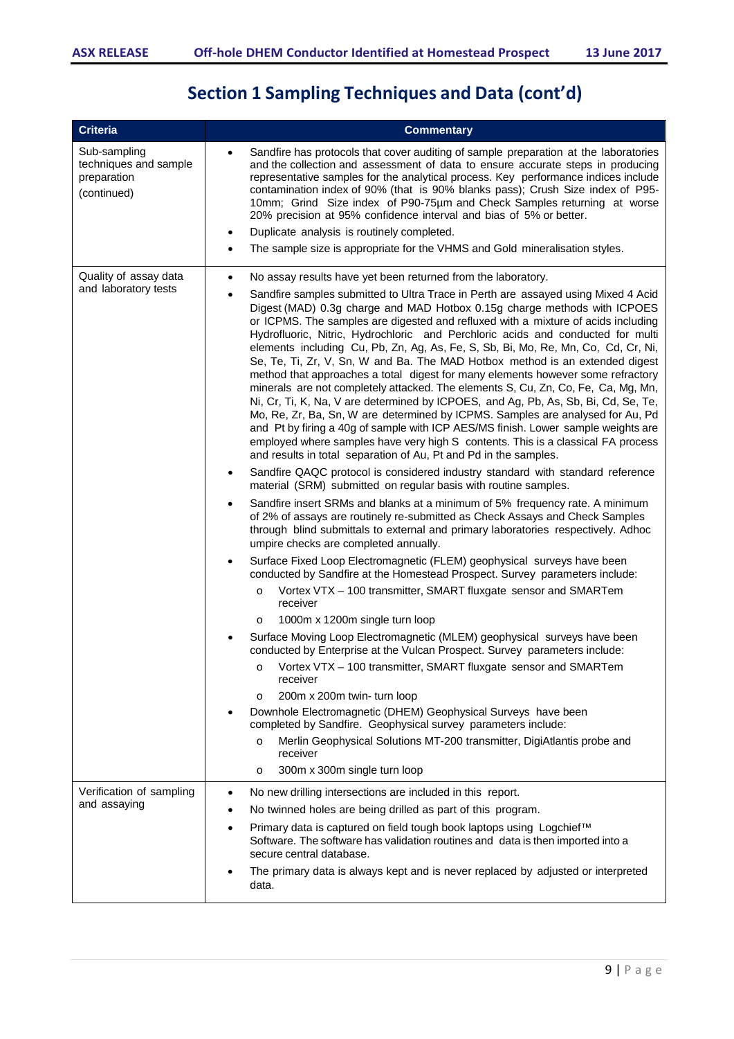# Section 1 Sampling Techniques and Data (cont'd)

| Criteria | Commentary |
|---|---|
| Sub-sampling techniques and sample preparation (continued) | • Sandfire has protocols that cover auditing of sample preparation at the laboratories and the collection and assessment of data to ensure accurate steps in producing representative samples for the analytical process. Key performance indices include contamination index of 90% (that is 90% blanks pass); Crush Size index of P95-10mm; Grind Size index of P90-75µm and Check Samples returning at worse 20% precision at 95% confidence interval and bias of 5% or better.<br>• Duplicate analysis is routinely completed.<br>• The sample size is appropriate for the VHMS and Gold mineralisation styles. |
| Quality of assay data and laboratory tests | • No assay results have yet been returned from the laboratory.<br>• Sandfire samples submitted to Ultra Trace in Perth are assayed using Mixed 4 Acid Digest (MAD) 0.3g charge and MAD Hotbox 0.15g charge methods with ICPOES or ICPMS. The samples are digested and refluxed with a mixture of acids including Hydrofluoric, Nitric, Hydrochloric and Perchloric acids and conducted for multi elements including Cu, Pb, Zn, Ag, As, Fe, S, Sb, Bi, Mo, Re, Mn, Co, Cd, Cr, Ni, Se, Te, Ti, Zr, V, Sn, W and Ba. The MAD Hotbox method is an extended digest method that approaches a total digest for many elements however some refractory minerals are not completely attacked. The elements S, Cu, Zn, Co, Fe, Ca, Mg, Mn, Ni, Cr, Ti, K, Na, V are determined by ICPOES, and Ag, Pb, As, Sb, Bi, Cd, Se, Te, Mo, Re, Zr, Ba, Sn, W are determined by ICPMS. Samples are analysed for Au, Pd and Pt by firing a 40g of sample with ICP AES/MS finish. Lower sample weights are employed where samples have very high S contents. This is a classical FA process and results in total separation of Au, Pt and Pd in the samples.<br>• Sandfire QAQC protocol is considered industry standard with standard reference material (SRM) submitted on regular basis with routine samples.<br>• Sandfire insert SRMs and blanks at a minimum of 5% frequency rate. A minimum of 2% of assays are routinely re-submitted as Check Assays and Check Samples through blind submittals to external and primary laboratories respectively. Adhoc umpire checks are completed annually.<br>• Surface Fixed Loop Electromagnetic (FLEM) geophysical surveys have been conducted by Sandfire at the Homestead Prospect. Survey parameters include:<br>  o Vortex VTX – 100 transmitter, SMART fluxgate sensor and SMARTem receiver<br>  o 1000m x 1200m single turn loop<br>• Surface Moving Loop Electromagnetic (MLEM) geophysical surveys have been conducted by Enterprise at the Vulcan Prospect. Survey parameters include:<br>  o Vortex VTX – 100 transmitter, SMART fluxgate sensor and SMARTem receiver<br>  o 200m x 200m twin- turn loop<br>• Downhole Electromagnetic (DHEM) Geophysical Surveys have been completed by Sandfire. Geophysical survey parameters include:<br>  o Merlin Geophysical Solutions MT-200 transmitter, DigiAtlantis probe and receiver<br>  o 300m x 300m single turn loop |
| Verification of sampling and assaying | • No new drilling intersections are included in this report.<br>• No twinned holes are being drilled as part of this program.<br>• Primary data is captured on field tough book laptops using Logchief™ Software. The software has validation routines and data is then imported into a secure central database.<br>• The primary data is always kept and is never replaced by adjusted or interpreted data. |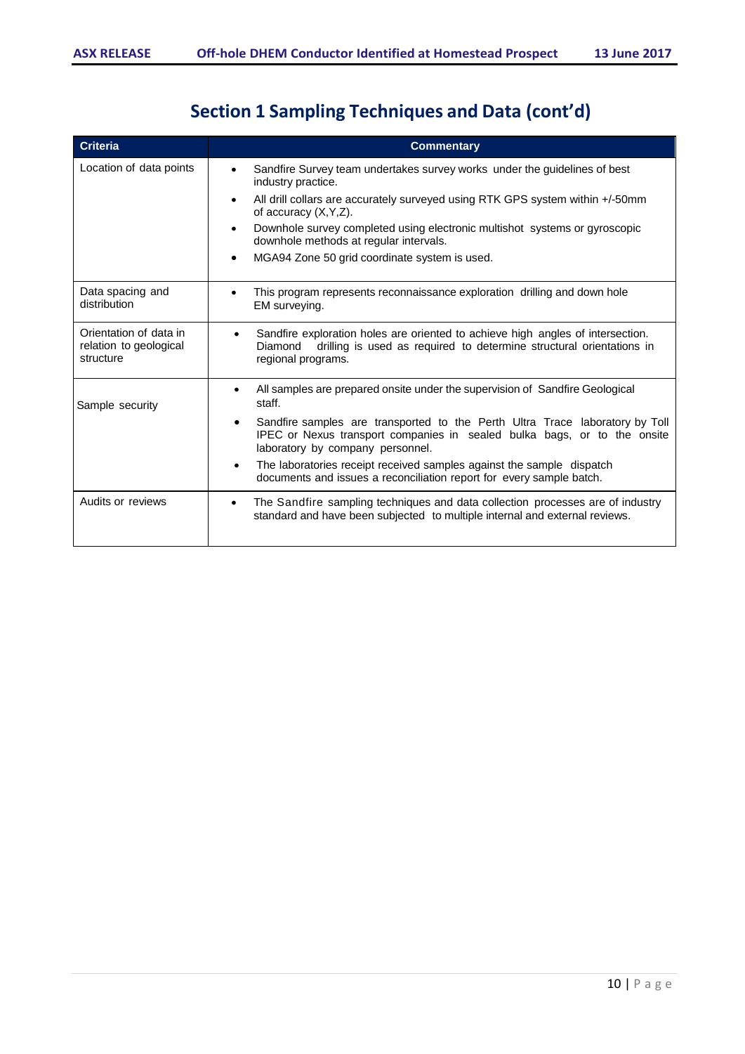## Section 1 Sampling Techniques and Data (cont'd)

| Criteria | Commentary |
|---|---|
| Location of data points | • Sandfire Survey team undertakes survey works under the guidelines of best industry practice.<br>• All drill collars are accurately surveyed using RTK GPS system within +/-50mm of accuracy (X,Y,Z).<br>• Downhole survey completed using electronic multishot systems or gyroscopic downhole methods at regular intervals.<br>• MGA94 Zone 50 grid coordinate system is used. |
| Data spacing and distribution | • This program represents reconnaissance exploration drilling and down hole EM surveying. |
| Orientation of data in relation to geological structure | • Sandfire exploration holes are oriented to achieve high angles of intersection. Diamond drilling is used as required to determine structural orientations in regional programs. |
| Sample security | • All samples are prepared onsite under the supervision of Sandfire Geological staff.<br>• Sandfire samples are transported to the Perth Ultra Trace laboratory by Toll IPEC or Nexus transport companies in sealed bulka bags, or to the onsite laboratory by company personnel.<br>• The laboratories receipt received samples against the sample dispatch documents and issues a reconciliation report for every sample batch. |
| Audits or reviews | • The Sandfire sampling techniques and data collection processes are of industry standard and have been subjected to multiple internal and external reviews. |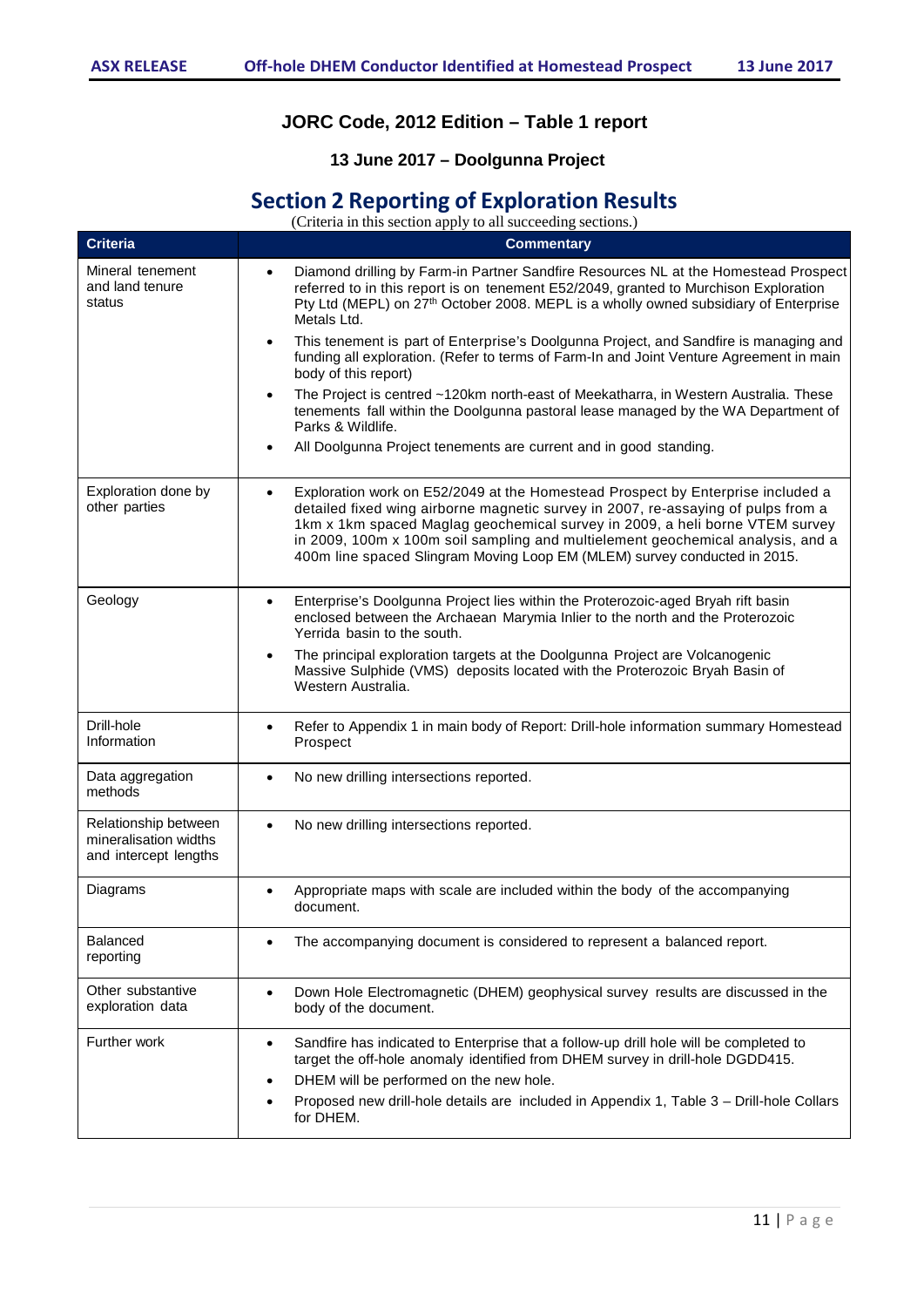# JORC Code, 2012 Edition – Table 1 report

### 13 June 2017 – Doolgunna Project

## Section 2 Reporting of Exploration Results

(Criteria in this section apply to all succeeding sections.)

| Criteria | Commentary |
|---|---|
| Mineral tenement and land tenure status | • Diamond drilling by Farm-in Partner Sandfire Resources NL at the Homestead Prospect referred to in this report is on tenement E52/2049, granted to Murchison Exploration Pty Ltd (MEPL) on 27th October 2008. MEPL is a wholly owned subsidiary of Enterprise Metals Ltd.<br>• This tenement is part of Enterprise's Doolgunna Project, and Sandfire is managing and funding all exploration. (Refer to terms of Farm-In and Joint Venture Agreement in main body of this report)<br>• The Project is centred ~120km north-east of Meekatharra, in Western Australia. These tenements fall within the Doolgunna pastoral lease managed by the WA Department of Parks & Wildlife.<br>• All Doolgunna Project tenements are current and in good standing. |
| Exploration done by other parties | • Exploration work on E52/2049 at the Homestead Prospect by Enterprise included a detailed fixed wing airborne magnetic survey in 2007, re-assaying of pulps from a 1km x 1km spaced Maglag geochemical survey in 2009, a heli borne VTEM survey in 2009, 100m x 100m soil sampling and multielement geochemical analysis, and a 400m line spaced Slingram Moving Loop EM (MLEM) survey conducted in 2015. |
| Geology | • Enterprise's Doolgunna Project lies within the Proterozoic-aged Bryah rift basin enclosed between the Archaean Marymia Inlier to the north and the Proterozoic Yerrida basin to the south.<br>• The principal exploration targets at the Doolgunna Project are Volcanogenic Massive Sulphide (VMS) deposits located with the Proterozoic Bryah Basin of Western Australia. |
| Drill-hole Information | • Refer to Appendix 1 in main body of Report: Drill-hole information summary Homestead Prospect |
| Data aggregation methods | • No new drilling intersections reported. |
| Relationship between mineralisation widths and intercept lengths | • No new drilling intersections reported. |
| Diagrams | • Appropriate maps with scale are included within the body of the accompanying document. |
| Balanced reporting | • The accompanying document is considered to represent a balanced report. |
| Other substantive exploration data | • Down Hole Electromagnetic (DHEM) geophysical survey results are discussed in the body of the document. |
| Further work | • Sandfire has indicated to Enterprise that a follow-up drill hole will be completed to target the off-hole anomaly identified from DHEM survey in drill-hole DGDD415.<br>• DHEM will be performed on the new hole.<br>• Proposed new drill-hole details are included in Appendix 1, Table 3 – Drill-hole Collars for DHEM. |